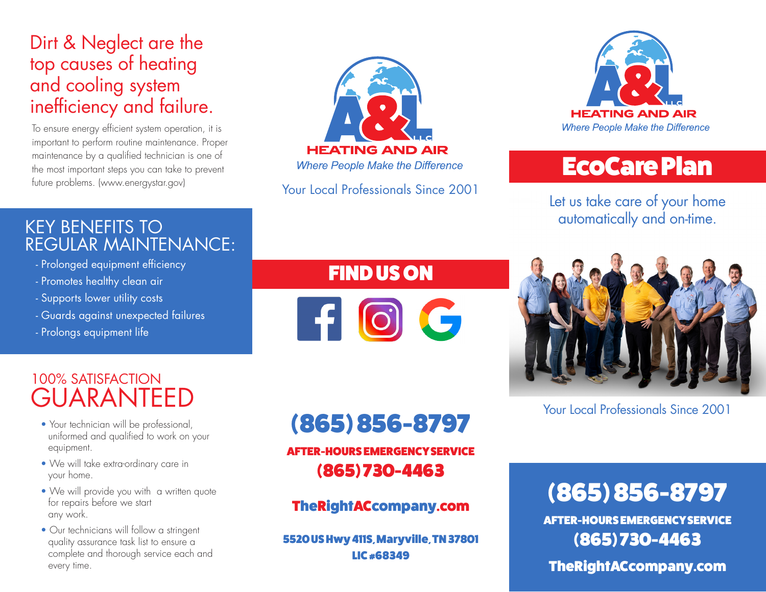# Dirt & Neglect are the top causes of heating and cooling system inefficiency and failure.

To ensure energy efficient system operation, it is important to perform routine maintenance. Proper maintenance by a qualified technician is one of the most important steps you can take to prevent future problems. (www.energystar.gov)

## KEY BENEFITS TO REGULAR MAINTENANCE:

- Prolonged equipment efficiency
- Promotes healthy clean air
- Supports lower utility costs
- Guards against unexpected failures
- Prolongs equipment life

## 100% SATISFACTION GUARANTEED

- Your technician will be professional, uniformed and qualified to work on your equipment.
- We will take extra-ordinary care in your home.
- We will provide you with a written quote for repairs before we start any work.
- Our technicians will follow a stringent quality assurance task list to ensure a complete and thorough service each and every time.

A&L LLC HEATING AND AIR

*Where People Make the Difference*

Your Local Professionals Since 2001

## FIND US ON

**(865) 856-8797**

**AFTER-HOURS EMERGENCY SERVICE**

**(865) 730-4463**

**TheRightACcompany.com**

**5520 US Hwy 411S, Maryville, TN 37801**

**LIC #68349**

A&L LLC HEATING AND AIR

*Where People Make the Difference*

# EcoCare Plan

Let us take care of your home automatically and on-time.

Your Local Professionals Since 2001

**(865) 856-8797**

**AFTER-HOURS EMERGENCY SERVICE**

**(865) 730-4463**

**TheRightACcompany.com**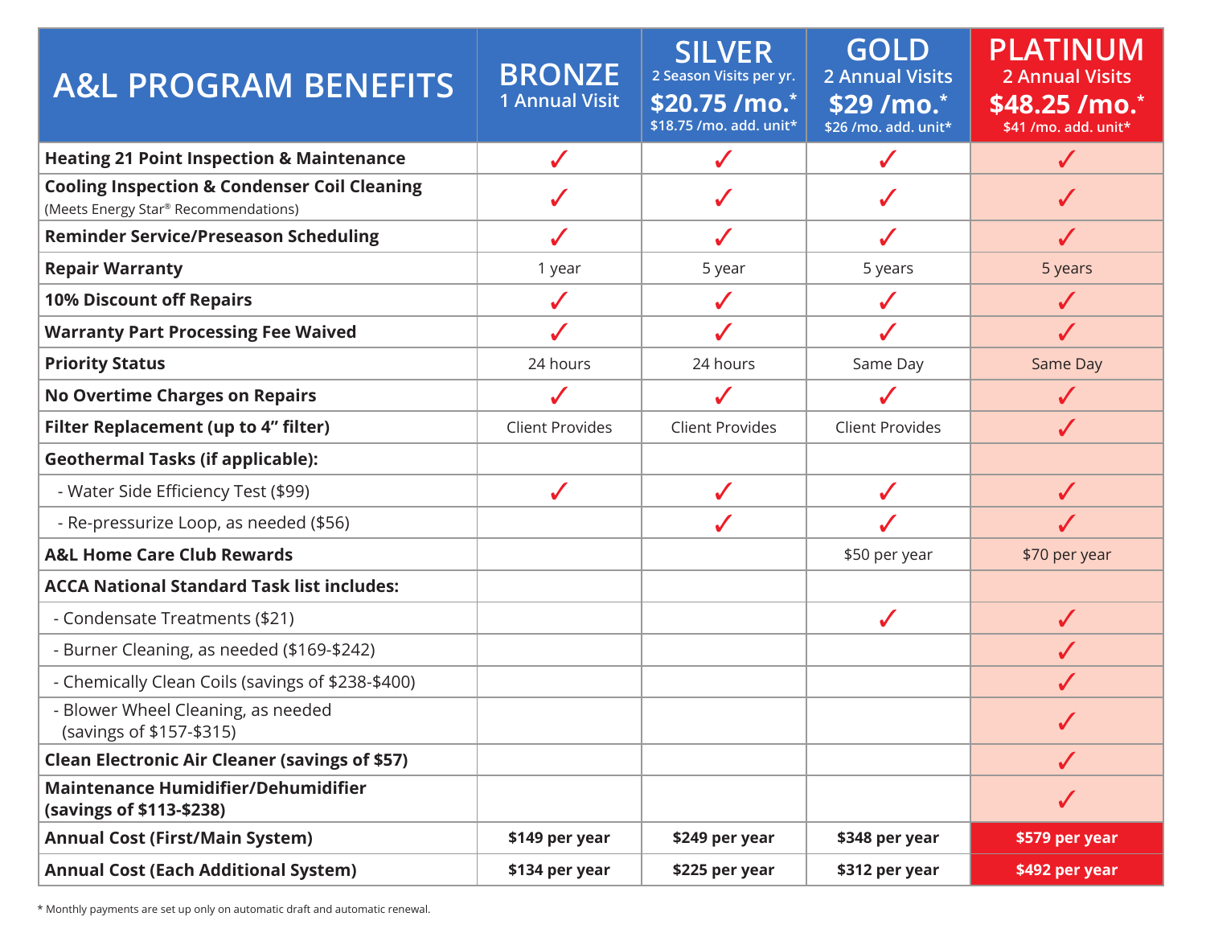| A&L PROGRAM BENEFITS | BRONZE 1 Annual Visit | SILVER 2 Season Visits per yr. $20.75 /mo.* $18.75 /mo. add. unit* | GOLD 2 Annual Visits $29 /mo.* $26 /mo. add. unit* | PLATINUM 2 Annual Visits $48.25 /mo.* $41 /mo. add. unit* |
|---|---|---|---|---|
| **Heating 21 Point Inspection & Maintenance** | ✓ | ✓ | ✓ | ✓ |
| **Cooling Inspection & Condenser Coil Cleaning** (Meets Energy Star® Recommendations) | ✓ | ✓ | ✓ | ✓ |
| **Reminder Service/Preseason Scheduling** | ✓ | ✓ | ✓ | ✓ |
| **Repair Warranty** | 1 year | 5 year | 5 years | 5 years |
| **10% Discount off Repairs** | ✓ | ✓ | ✓ | ✓ |
| **Warranty Part Processing Fee Waived** | ✓ | ✓ | ✓ | ✓ |
| **Priority Status** | 24 hours | 24 hours | Same Day | Same Day |
| **No Overtime Charges on Repairs** | ✓ | ✓ | ✓ | ✓ |
| **Filter Replacement (up to 4" filter)** | Client Provides | Client Provides | Client Provides | ✓ |
| **Geothermal Tasks (if applicable):** | | | | |
| - Water Side Efficiency Test ($99) | ✓ | ✓ | ✓ | ✓ |
| - Re-pressurize Loop, as needed ($56) | | ✓ | ✓ | ✓ |
| **A&L Home Care Club Rewards** | | | $50 per year | $70 per year |
| **ACCA National Standard Task list includes:** | | | | |
| - Condensate Treatments ($21) | | | ✓ | ✓ |
| - Burner Cleaning, as needed ($169-$242) | | | | ✓ |
| - Chemically Clean Coils (savings of $238-$400) | | | | ✓ |
| - Blower Wheel Cleaning, as needed (savings of $157-$315) | | | | ✓ |
| **Clean Electronic Air Cleaner (savings of $57)** | | | | ✓ |
| **Maintenance Humidifier/Dehumidifier (savings of $113-$238)** | | | | ✓ |
| **Annual Cost (First/Main System)** | **$149 per year** | **$249 per year** | **$348 per year** | **$579 per year** |
| **Annual Cost (Each Additional System)** | **$134 per year** | **$225 per year** | **$312 per year** | **$492 per year** |

* Monthly payments are set up only on automatic draft and automatic renewal.